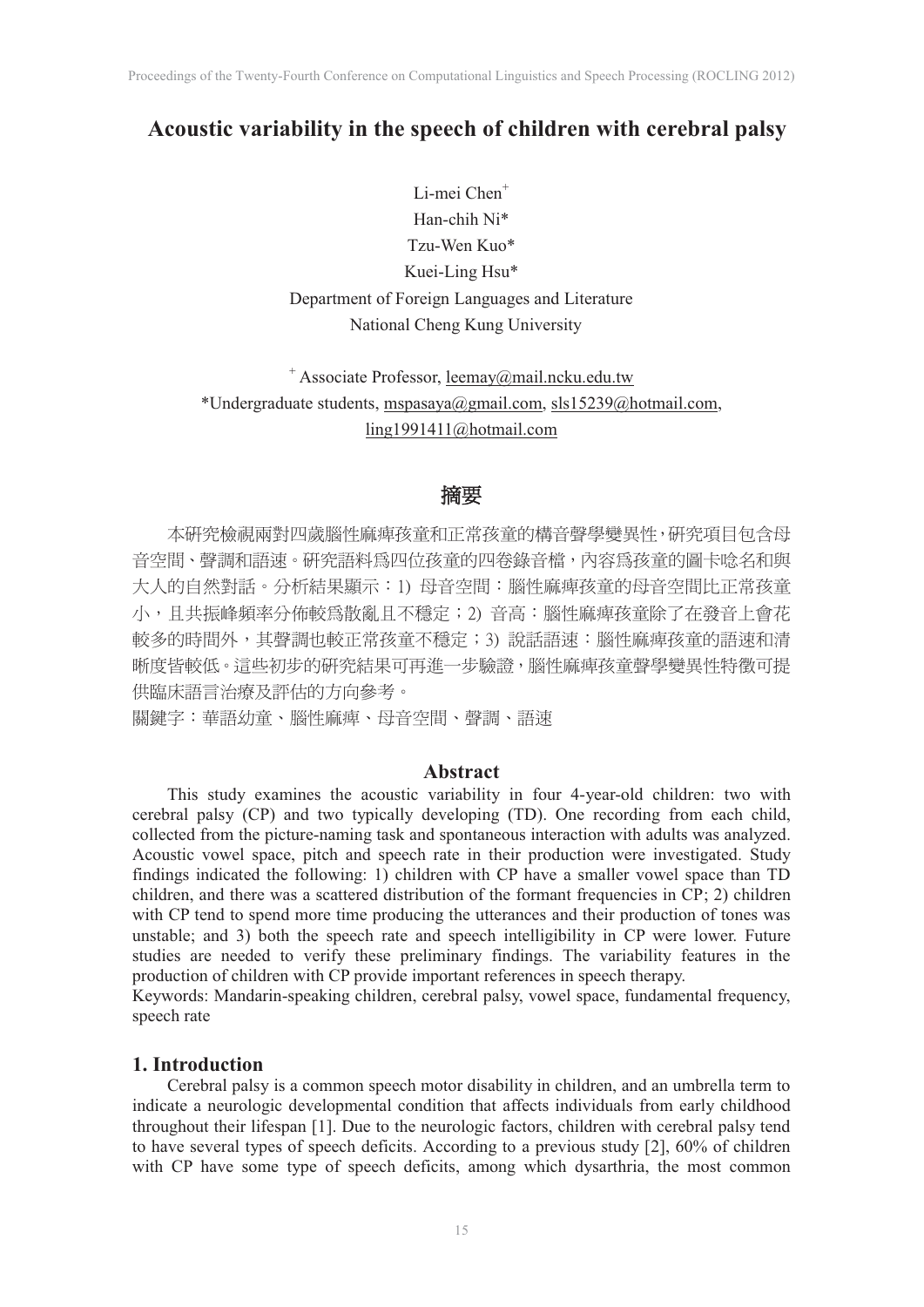# Acoustic variability in the speech of children with cerebral palsy

Li-mei Chen[+]
Han-chih Ni*
Tzu-Wen Kuo*
Kuei-Ling Hsu*
Department of Foreign Languages and Literature
National Cheng Kung University

[+] Associate Professor, leemay@mail.ncku.edu.tw
*Undergraduate students, mspasaya@gmail.com, sls15239@hotmail.com, ling1991411@hotmail.com

## 摘要

本研究檢視兩對四歲腦性麻痺孩童和正常孩童的構音聲學變異性，研究項目包含母音空間、聲調和語速。研究語料為四位孩童的四卷錄音檔，內容為孩童的圖卡唸名和與大人的自然對話。分析結果顯示：1) 母音空間：腦性麻痺孩童的母音空間比正常孩童小，且共振峰頻率分佈較為散亂且不穩定；2) 音高：腦性麻痺孩童除了在發音上會花較多的時間外，其聲調也較正常孩童不穩定；3) 說話語速：腦性麻痺孩童的語速和清晰度皆較低。這些初步的研究結果可再進一步驗證，腦性麻痺孩童聲學變異性特徵可提供臨床語言治療及評估的方向參考。

關鍵字：華語幼童、腦性麻痺、母音空間、聲調、語速

## Abstract

This study examines the acoustic variability in four 4-year-old children: two with cerebral palsy (CP) and two typically developing (TD). One recording from each child, collected from the picture-naming task and spontaneous interaction with adults was analyzed. Acoustic vowel space, pitch and speech rate in their production were investigated. Study findings indicated the following: 1) children with CP have a smaller vowel space than TD children, and there was a scattered distribution of the formant frequencies in CP; 2) children with CP tend to spend more time producing the utterances and their production of tones was unstable; and 3) both the speech rate and speech intelligibility in CP were lower. Future studies are needed to verify these preliminary findings. The variability features in the production of children with CP provide important references in speech therapy.

Keywords: Mandarin-speaking children, cerebral palsy, vowel space, fundamental frequency, speech rate

## 1. Introduction

Cerebral palsy is a common speech motor disability in children, and an umbrella term to indicate a neurologic developmental condition that affects individuals from early childhood throughout their lifespan [1]. Due to the neurologic factors, children with cerebral palsy tend to have several types of speech deficits. According to a previous study [2], 60% of children with CP have some type of speech deficits, among which dysarthria, the most common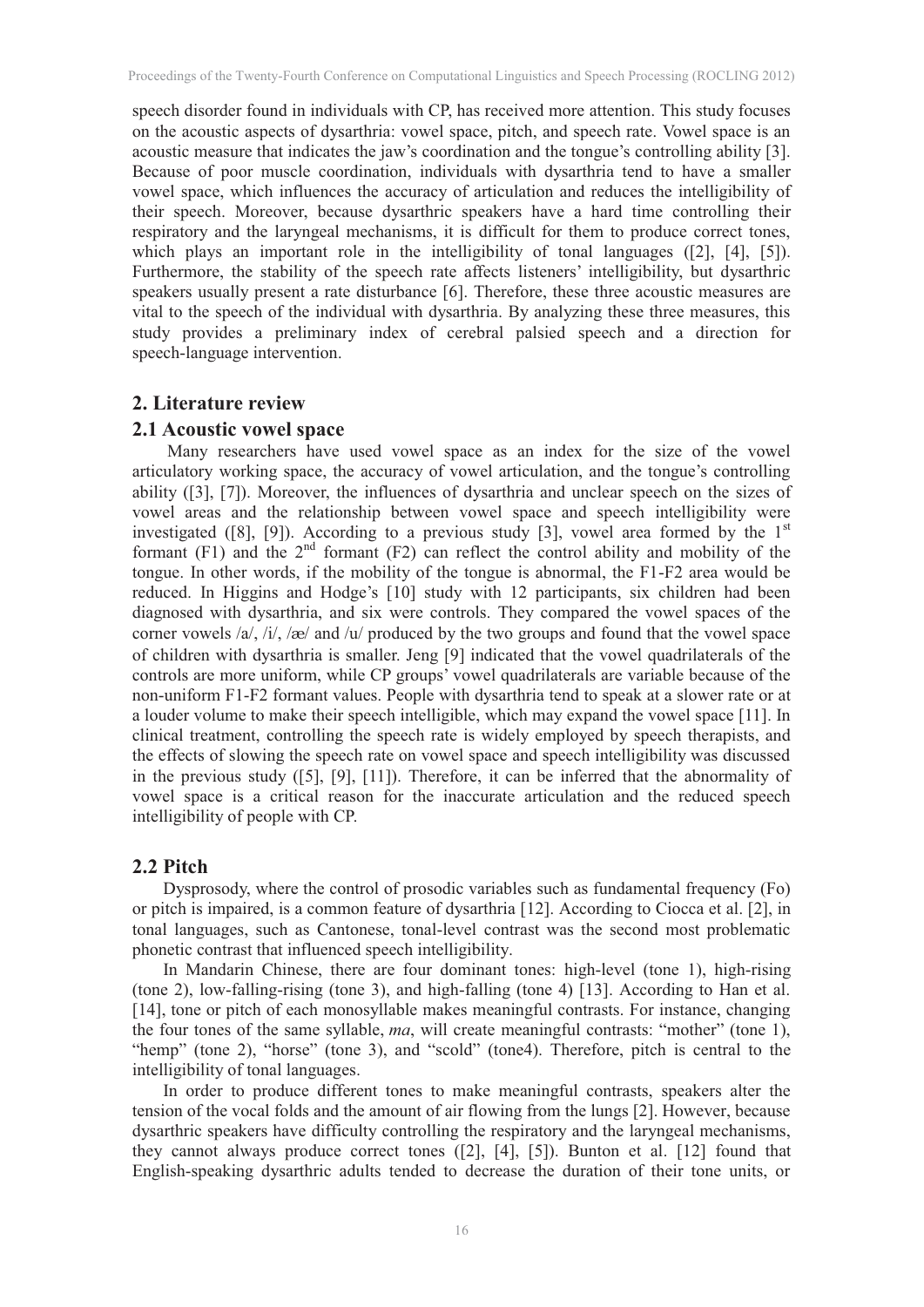speech disorder found in individuals with CP, has received more attention. This study focuses on the acoustic aspects of dysarthria: vowel space, pitch, and speech rate. Vowel space is an acoustic measure that indicates the jaw's coordination and the tongue's controlling ability [3]. Because of poor muscle coordination, individuals with dysarthria tend to have a smaller vowel space, which influences the accuracy of articulation and reduces the intelligibility of their speech. Moreover, because dysarthric speakers have a hard time controlling their respiratory and the laryngeal mechanisms, it is difficult for them to produce correct tones, which plays an important role in the intelligibility of tonal languages ([2], [4], [5]). Furthermore, the stability of the speech rate affects listeners' intelligibility, but dysarthric speakers usually present a rate disturbance [6]. Therefore, these three acoustic measures are vital to the speech of the individual with dysarthria. By analyzing these three measures, this study provides a preliminary index of cerebral palsied speech and a direction for speech-language intervention.

## 2. Literature review

### 2.1 Acoustic vowel space

Many researchers have used vowel space as an index for the size of the vowel articulatory working space, the accuracy of vowel articulation, and the tongue's controlling ability ([3], [7]). Moreover, the influences of dysarthria and unclear speech on the sizes of vowel areas and the relationship between vowel space and speech intelligibility were investigated ([8], [9]). According to a previous study [3], vowel area formed by the 1st formant (F1) and the 2nd formant (F2) can reflect the control ability and mobility of the tongue. In other words, if the mobility of the tongue is abnormal, the F1-F2 area would be reduced. In Higgins and Hodge's [10] study with 12 participants, six children had been diagnosed with dysarthria, and six were controls. They compared the vowel spaces of the corner vowels /a/, /i/, /æ/ and /u/ produced by the two groups and found that the vowel space of children with dysarthria is smaller. Jeng [9] indicated that the vowel quadrilaterals of the controls are more uniform, while CP groups' vowel quadrilaterals are variable because of the non-uniform F1-F2 formant values. People with dysarthria tend to speak at a slower rate or at a louder volume to make their speech intelligible, which may expand the vowel space [11]. In clinical treatment, controlling the speech rate is widely employed by speech therapists, and the effects of slowing the speech rate on vowel space and speech intelligibility was discussed in the previous study ([5], [9], [11]). Therefore, it can be inferred that the abnormality of vowel space is a critical reason for the inaccurate articulation and the reduced speech intelligibility of people with CP.

### 2.2 Pitch

Dysprosody, where the control of prosodic variables such as fundamental frequency (Fo) or pitch is impaired, is a common feature of dysarthria [12]. According to Ciocca et al. [2], in tonal languages, such as Cantonese, tonal-level contrast was the second most problematic phonetic contrast that influenced speech intelligibility.

In Mandarin Chinese, there are four dominant tones: high-level (tone 1), high-rising (tone 2), low-falling-rising (tone 3), and high-falling (tone 4) [13]. According to Han et al. [14], tone or pitch of each monosyllable makes meaningful contrasts. For instance, changing the four tones of the same syllable, *ma*, will create meaningful contrasts: "mother" (tone 1), "hemp" (tone 2), "horse" (tone 3), and "scold" (tone4). Therefore, pitch is central to the intelligibility of tonal languages.

In order to produce different tones to make meaningful contrasts, speakers alter the tension of the vocal folds and the amount of air flowing from the lungs [2]. However, because dysarthric speakers have difficulty controlling the respiratory and the laryngeal mechanisms, they cannot always produce correct tones ([2], [4], [5]). Bunton et al. [12] found that English-speaking dysarthric adults tended to decrease the duration of their tone units, or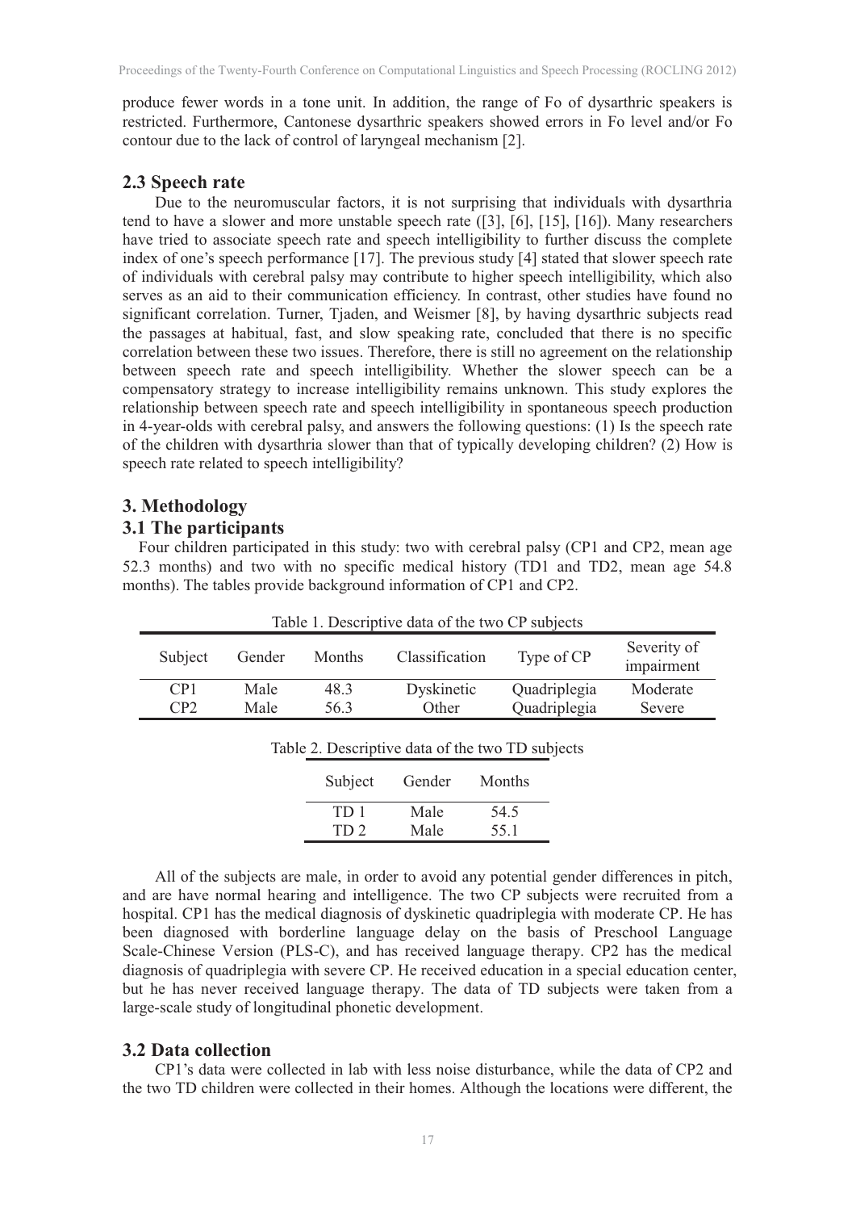produce fewer words in a tone unit. In addition, the range of Fo of dysarthric speakers is restricted. Furthermore, Cantonese dysarthric speakers showed errors in Fo level and/or Fo contour due to the lack of control of laryngeal mechanism [2].

## 2.3 Speech rate

Due to the neuromuscular factors, it is not surprising that individuals with dysarthria tend to have a slower and more unstable speech rate ([3], [6], [15], [16]). Many researchers have tried to associate speech rate and speech intelligibility to further discuss the complete index of one's speech performance [17]. The previous study [4] stated that slower speech rate of individuals with cerebral palsy may contribute to higher speech intelligibility, which also serves as an aid to their communication efficiency. In contrast, other studies have found no significant correlation. Turner, Tjaden, and Weismer [8], by having dysarthric subjects read the passages at habitual, fast, and slow speaking rate, concluded that there is no specific correlation between these two issues. Therefore, there is still no agreement on the relationship between speech rate and speech intelligibility. Whether the slower speech can be a compensatory strategy to increase intelligibility remains unknown. This study explores the relationship between speech rate and speech intelligibility in spontaneous speech production in 4-year-olds with cerebral palsy, and answers the following questions: (1) Is the speech rate of the children with dysarthria slower than that of typically developing children? (2) How is speech rate related to speech intelligibility?

# 3. Methodology

## 3.1 The participants

Four children participated in this study: two with cerebral palsy (CP1 and CP2, mean age 52.3 months) and two with no specific medical history (TD1 and TD2, mean age 54.8 months). The tables provide background information of CP1 and CP2.

Table 1. Descriptive data of the two CP subjects

| Subject | Gender | Months | Classification | Type of CP | Severity of impairment |
|---|---|---|---|---|---|
| CP1 | Male | 48.3 | Dyskinetic | Quadriplegia | Moderate |
| CP2 | Male | 56.3 | Other | Quadriplegia | Severe |

Table 2. Descriptive data of the two TD subjects

| Subject | Gender | Months |
|---|---|---|
| TD 1 | Male | 54.5 |
| TD 2 | Male | 55.1 |

All of the subjects are male, in order to avoid any potential gender differences in pitch, and are have normal hearing and intelligence. The two CP subjects were recruited from a hospital. CP1 has the medical diagnosis of dyskinetic quadriplegia with moderate CP. He has been diagnosed with borderline language delay on the basis of Preschool Language Scale-Chinese Version (PLS-C), and has received language therapy. CP2 has the medical diagnosis of quadriplegia with severe CP. He received education in a special education center, but he has never received language therapy. The data of TD subjects were taken from a large-scale study of longitudinal phonetic development.

## 3.2 Data collection

CP1's data were collected in lab with less noise disturbance, while the data of CP2 and the two TD children were collected in their homes. Although the locations were different, the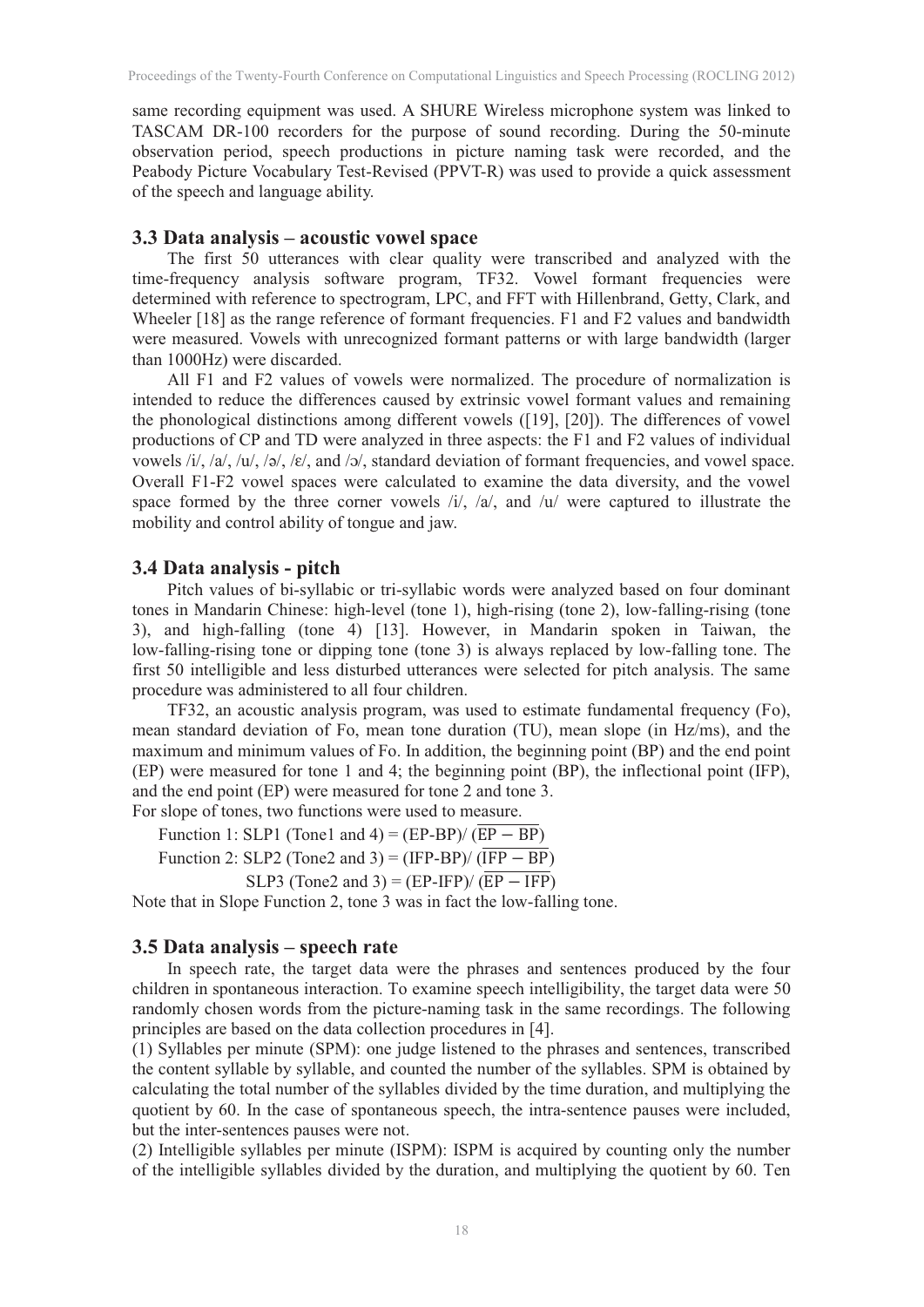same recording equipment was used. A SHURE Wireless microphone system was linked to TASCAM DR-100 recorders for the purpose of sound recording. During the 50-minute observation period, speech productions in picture naming task were recorded, and the Peabody Picture Vocabulary Test-Revised (PPVT-R) was used to provide a quick assessment of the speech and language ability.

### 3.3 Data analysis – acoustic vowel space

The first 50 utterances with clear quality were transcribed and analyzed with the time-frequency analysis software program, TF32. Vowel formant frequencies were determined with reference to spectrogram, LPC, and FFT with Hillenbrand, Getty, Clark, and Wheeler [18] as the range reference of formant frequencies. F1 and F2 values and bandwidth were measured. Vowels with unrecognized formant patterns or with large bandwidth (larger than 1000Hz) were discarded.

All F1 and F2 values of vowels were normalized. The procedure of normalization is intended to reduce the differences caused by extrinsic vowel formant values and remaining the phonological distinctions among different vowels ([19], [20]). The differences of vowel productions of CP and TD were analyzed in three aspects: the F1 and F2 values of individual vowels /i/, /a/, /u/, /ə/, /ɛ/, and /ɔ/, standard deviation of formant frequencies, and vowel space. Overall F1-F2 vowel spaces were calculated to examine the data diversity, and the vowel space formed by the three corner vowels /i/, /a/, and /u/ were captured to illustrate the mobility and control ability of tongue and jaw.

### 3.4 Data analysis - pitch

Pitch values of bi-syllabic or tri-syllabic words were analyzed based on four dominant tones in Mandarin Chinese: high-level (tone 1), high-rising (tone 2), low-falling-rising (tone 3), and high-falling (tone 4) [13]. However, in Mandarin spoken in Taiwan, the low-falling-rising tone or dipping tone (tone 3) is always replaced by low-falling tone. The first 50 intelligible and less disturbed utterances were selected for pitch analysis. The same procedure was administered to all four children.

TF32, an acoustic analysis program, was used to estimate fundamental frequency (Fo), mean standard deviation of Fo, mean tone duration (TU), mean slope (in Hz/ms), and the maximum and minimum values of Fo. In addition, the beginning point (BP) and the end point (EP) were measured for tone 1 and 4; the beginning point (BP), the inflectional point (IFP), and the end point (EP) were measured for tone 2 and tone 3.

For slope of tones, two functions were used to measure.

Function 1: SLP1 (Tone1 and 4) = $(EP\text{-}BP)/\ (\overline{EP - BP})$

Function 2: SLP2 (Tone2 and 3) = $(IFP\text{-}BP)/\ (\overline{IFP - BP})$

SLP3 (Tone2 and 3) = $(EP\text{-}IFP)/\ (\overline{EP - IFP})$

Note that in Slope Function 2, tone 3 was in fact the low-falling tone.

### 3.5 Data analysis – speech rate

In speech rate, the target data were the phrases and sentences produced by the four children in spontaneous interaction. To examine speech intelligibility, the target data were 50 randomly chosen words from the picture-naming task in the same recordings. The following principles are based on the data collection procedures in [4].

(1) Syllables per minute (SPM): one judge listened to the phrases and sentences, transcribed the content syllable by syllable, and counted the number of the syllables. SPM is obtained by calculating the total number of the syllables divided by the time duration, and multiplying the quotient by 60. In the case of spontaneous speech, the intra-sentence pauses were included, but the inter-sentences pauses were not.

(2) Intelligible syllables per minute (ISPM): ISPM is acquired by counting only the number of the intelligible syllables divided by the duration, and multiplying the quotient by 60. Ten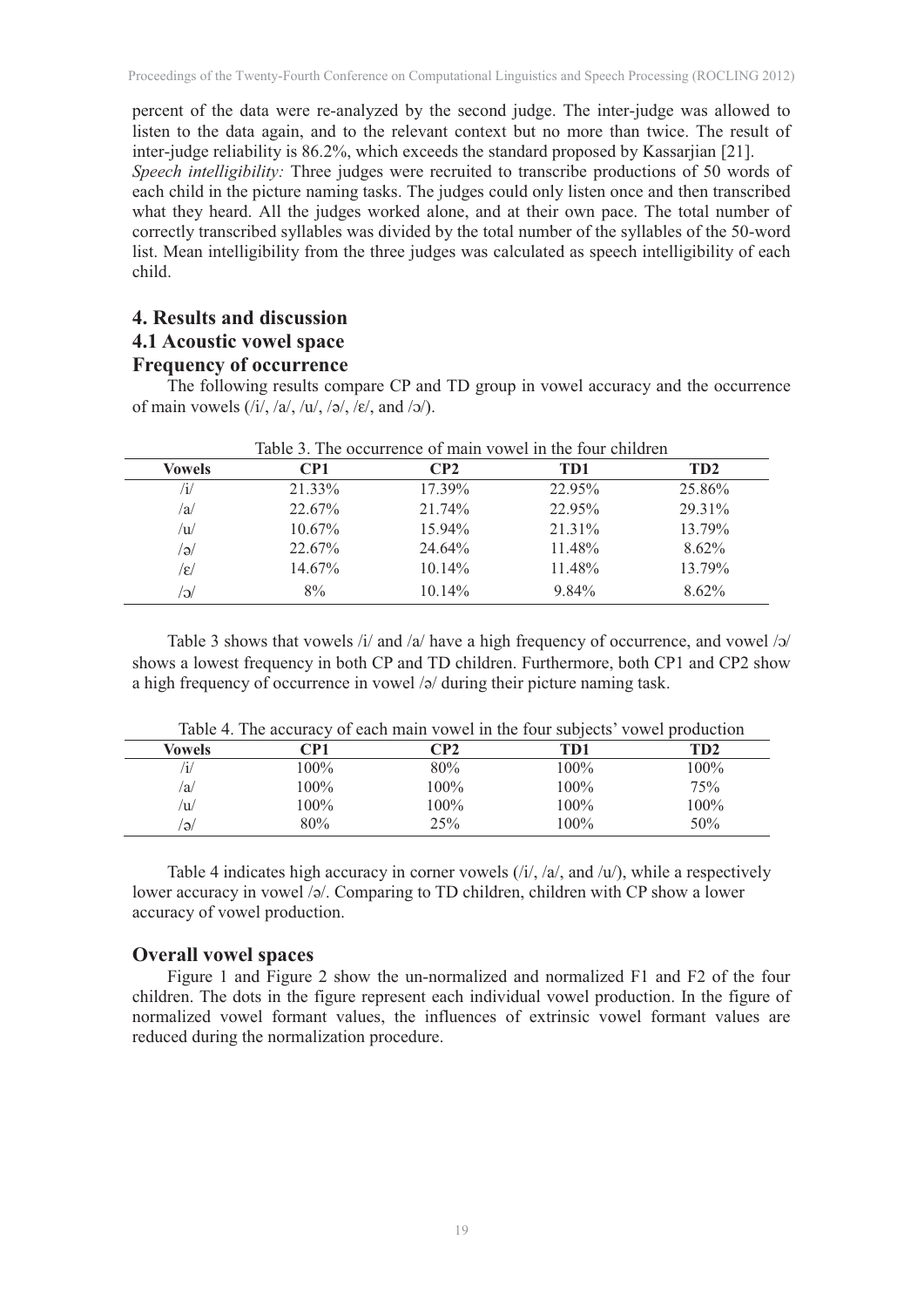percent of the data were re-analyzed by the second judge. The inter-judge was allowed to listen to the data again, and to the relevant context but no more than twice. The result of inter-judge reliability is 86.2%, which exceeds the standard proposed by Kassarjian [21].

*Speech intelligibility:* Three judges were recruited to transcribe productions of 50 words of each child in the picture naming tasks. The judges could only listen once and then transcribed what they heard. All the judges worked alone, and at their own pace. The total number of correctly transcribed syllables was divided by the total number of the syllables of the 50-word list. Mean intelligibility from the three judges was calculated as speech intelligibility of each child.

## 4. Results and discussion

### 4.1 Acoustic vowel space

### Frequency of occurrence

The following results compare CP and TD group in vowel accuracy and the occurrence of main vowels (/i/, /a/, /u/, /ə/, /ɛ/, and /ɔ/).

Table 3. The occurrence of main vowel in the four children

| Vowels | CP1 | CP2 | TD1 | TD2 |
|---|---|---|---|---|
| /i/ | 21.33% | 17.39% | 22.95% | 25.86% |
| /a/ | 22.67% | 21.74% | 22.95% | 29.31% |
| /u/ | 10.67% | 15.94% | 21.31% | 13.79% |
| /ə/ | 22.67% | 24.64% | 11.48% | 8.62% |
| /ɛ/ | 14.67% | 10.14% | 11.48% | 13.79% |
| /ɔ/ | 8% | 10.14% | 9.84% | 8.62% |

Table 3 shows that vowels /i/ and /a/ have a high frequency of occurrence, and vowel /ɔ/ shows a lowest frequency in both CP and TD children. Furthermore, both CP1 and CP2 show a high frequency of occurrence in vowel /ə/ during their picture naming task.

Table 4. The accuracy of each main vowel in the four subjects' vowel production

| Vowels | CP1 | CP2 | TD1 | TD2 |
|---|---|---|---|---|
| /i/ | 100% | 80% | 100% | 100% |
| /a/ | 100% | 100% | 100% | 75% |
| /u/ | 100% | 100% | 100% | 100% |
| /ə/ | 80% | 25% | 100% | 50% |

Table 4 indicates high accuracy in corner vowels (/i/, /a/, and /u/), while a respectively lower accuracy in vowel /ə/. Comparing to TD children, children with CP show a lower accuracy of vowel production.

### Overall vowel spaces

Figure 1 and Figure 2 show the un-normalized and normalized F1 and F2 of the four children. The dots in the figure represent each individual vowel production. In the figure of normalized vowel formant values, the influences of extrinsic vowel formant values are reduced during the normalization procedure.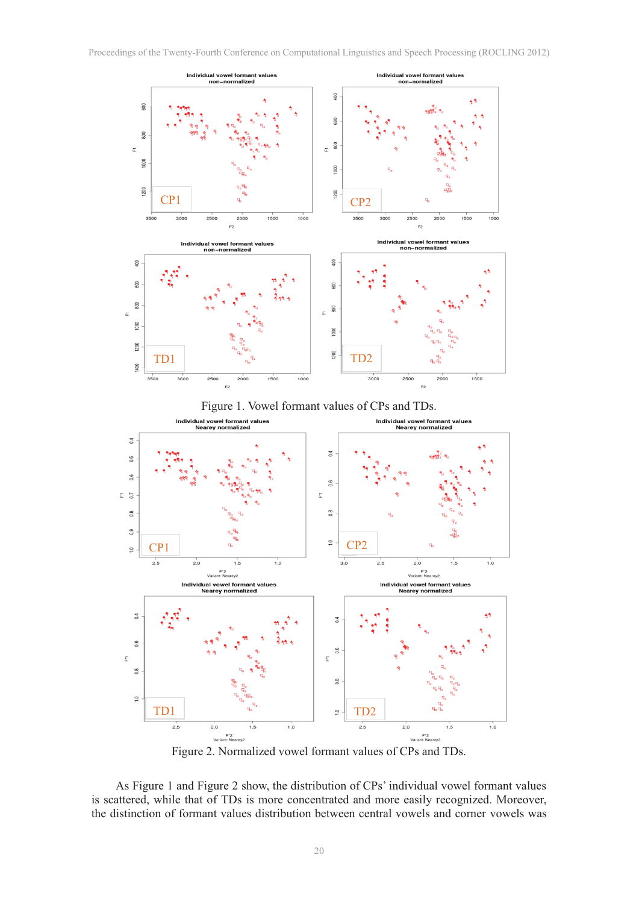Figure 1. Vowel formant values of CPs and TDs.

Figure 2. Normalized vowel formant values of CPs and TDs.

As Figure 1 and Figure 2 show, the distribution of CPs' individual vowel formant values is scattered, while that of TDs is more concentrated and more easily recognized. Moreover, the distinction of formant values distribution between central vowels and corner vowels was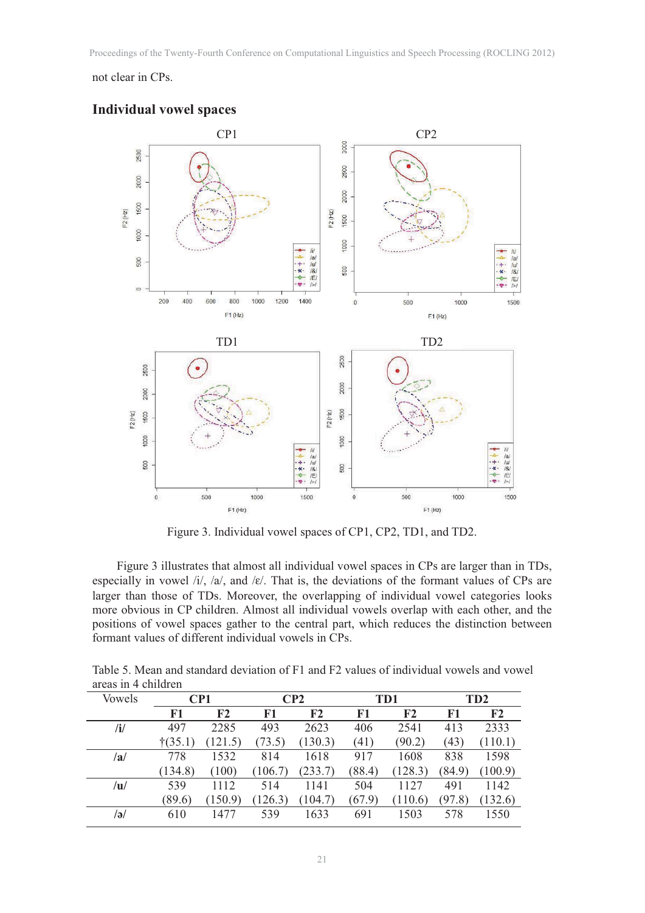not clear in CPs.

## Individual vowel spaces

Figure 3. Individual vowel spaces of CP1, CP2, TD1, and TD2.

Figure 3 illustrates that almost all individual vowel spaces in CPs are larger than in TDs, especially in vowel /i/, /a/, and /ε/. That is, the deviations of the formant values of CPs are larger than those of TDs. Moreover, the overlapping of individual vowel categories looks more obvious in CP children. Almost all individual vowels overlap with each other, and the positions of vowel spaces gather to the central part, which reduces the distinction between formant values of different individual vowels in CPs.

Table 5. Mean and standard deviation of F1 and F2 values of individual vowels and vowel areas in 4 children

| Vowels | CP1 | | CP2 | | TD1 | | TD2 | |
|---|---|---|---|---|---|---|---|---|
| | **F1** | **F2** | **F1** | **F2** | **F1** | **F2** | **F1** | **F2** |
| **/i/** | 497 | 2285 | 493 | 2623 | 406 | 2541 | 413 | 2333 |
| | †(35.1) | (121.5) | (73.5) | (130.3) | (41) | (90.2) | (43) | (110.1) |
| **/a/** | 778 | 1532 | 814 | 1618 | 917 | 1608 | 838 | 1598 |
| | (134.8) | (100) | (106.7) | (233.7) | (88.4) | (128.3) | (84.9) | (100.9) |
| **/u/** | 539 | 1112 | 514 | 1141 | 504 | 1127 | 491 | 1142 |
| | (89.6) | (150.9) | (126.3) | (104.7) | (67.9) | (110.6) | (97.8) | (132.6) |
| **/ə/** | 610 | 1477 | 539 | 1633 | 691 | 1503 | 578 | 1550 |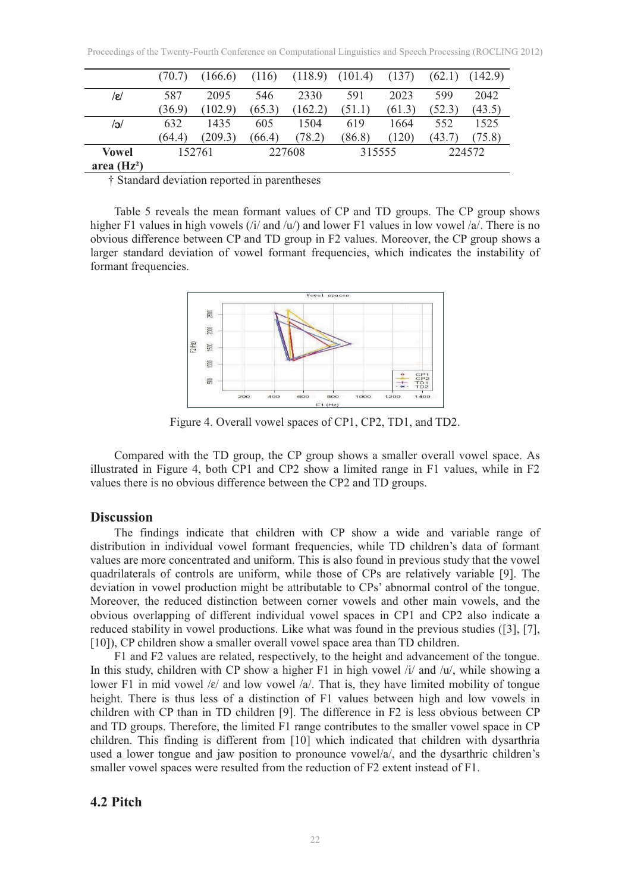| | (70.7) | (166.6) | (116) | (118.9) | (101.4) | (137) | (62.1) | (142.9) |
|---|---|---|---|---|---|---|---|---|
| /ɛ/ | 587 | 2095 | 546 | 2330 | 591 | 2023 | 599 | 2042 |
| | (36.9) | (102.9) | (65.3) | (162.2) | (51.1) | (61.3) | (52.3) | (43.5) |
| /ɔ/ | 632 | 1435 | 605 | 1504 | 619 | 1664 | 552 | 1525 |
| | (64.4) | (209.3) | (66.4) | (78.2) | (86.8) | (120) | (43.7) | (75.8) |
| **Vowel area ($Hz^2$)** | 152761 | | 227608 | | 315555 | | 224572 | |

† Standard deviation reported in parentheses

Table 5 reveals the mean formant values of CP and TD groups. The CP group shows higher F1 values in high vowels (/i/ and /u/) and lower F1 values in low vowel /a/. There is no obvious difference between CP and TD group in F2 values. Moreover, the CP group shows a larger standard deviation of vowel formant frequencies, which indicates the instability of formant frequencies.

Figure 4. Overall vowel spaces of CP1, CP2, TD1, and TD2.

Compared with the TD group, the CP group shows a smaller overall vowel space. As illustrated in Figure 4, both CP1 and CP2 show a limited range in F1 values, while in F2 values there is no obvious difference between the CP2 and TD groups.

## Discussion

The findings indicate that children with CP show a wide and variable range of distribution in individual vowel formant frequencies, while TD children's data of formant values are more concentrated and uniform. This is also found in previous study that the vowel quadrilaterals of controls are uniform, while those of CPs are relatively variable [9]. The deviation in vowel production might be attributable to CPs' abnormal control of the tongue. Moreover, the reduced distinction between corner vowels and other main vowels, and the obvious overlapping of different individual vowel spaces in CP1 and CP2 also indicate a reduced stability in vowel productions. Like what was found in the previous studies ([3], [7], [10]), CP children show a smaller overall vowel space area than TD children.

F1 and F2 values are related, respectively, to the height and advancement of the tongue. In this study, children with CP show a higher F1 in high vowel /i/ and /u/, while showing a lower F1 in mid vowel /ɛ/ and low vowel /a/. That is, they have limited mobility of tongue height. There is thus less of a distinction of F1 values between high and low vowels in children with CP than in TD children [9]. The difference in F2 is less obvious between CP and TD groups. Therefore, the limited F1 range contributes to the smaller vowel space in CP children. This finding is different from [10] which indicated that children with dysarthria used a lower tongue and jaw position to pronounce vowel/a/, and the dysarthric children's smaller vowel spaces were resulted from the reduction of F2 extent instead of F1.

## 4.2 Pitch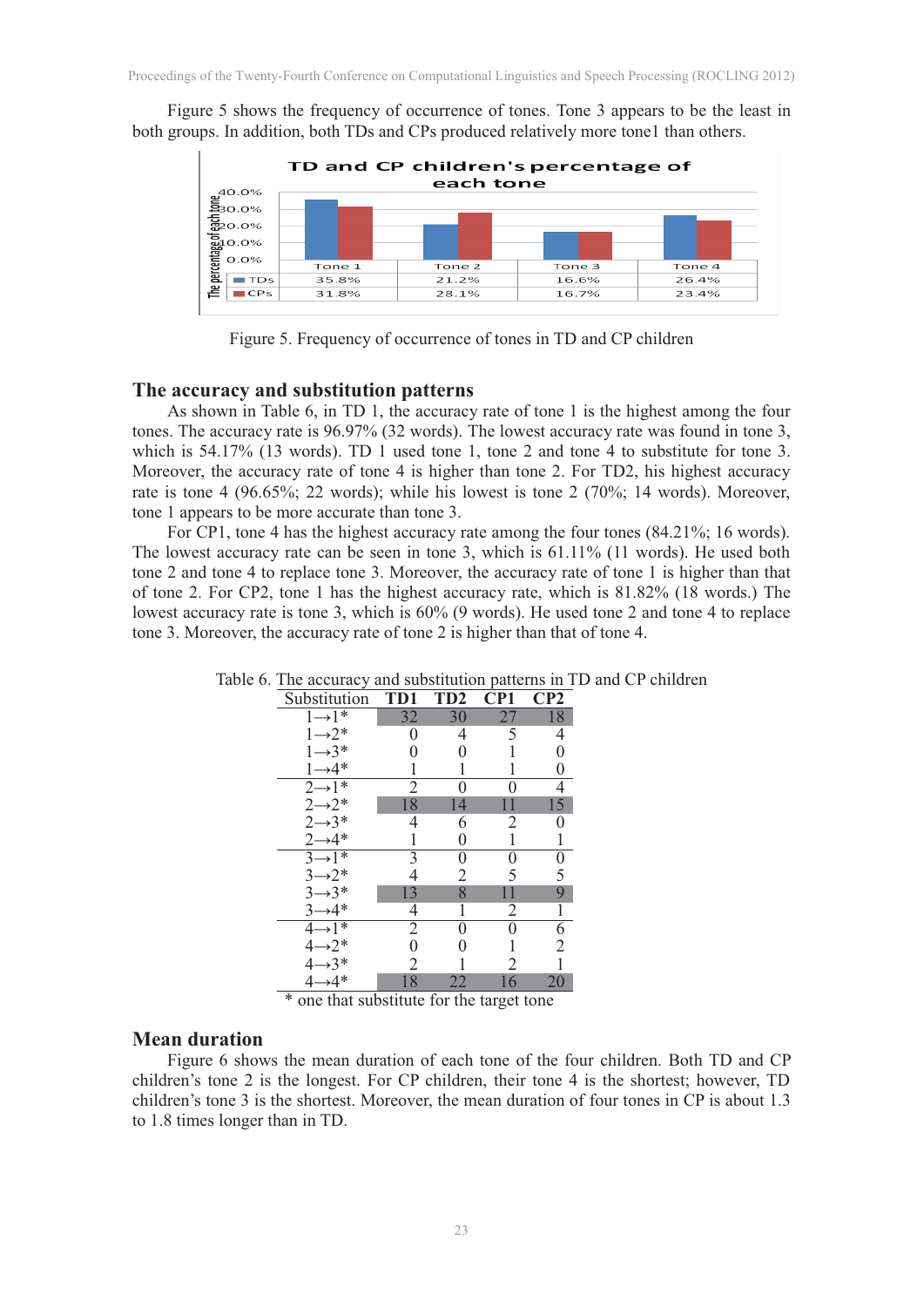Figure 5 shows the frequency of occurrence of tones. Tone 3 appears to be the least in both groups. In addition, both TDs and CPs produced relatively more tone1 than others.

| | Tone 1 | Tone 2 | Tone 3 | Tone 4 |
|---|---|---|---|---|
| TDs | 35.8% | 21.2% | 16.6% | 26.4% |
| CPs | 31.8% | 28.1% | 16.7% | 23.4% |

Figure 5. Frequency of occurrence of tones in TD and CP children

## The accuracy and substitution patterns

As shown in Table 6, in TD 1, the accuracy rate of tone 1 is the highest among the four tones. The accuracy rate is 96.97% (32 words). The lowest accuracy rate was found in tone 3, which is 54.17% (13 words). TD 1 used tone 1, tone 2 and tone 4 to substitute for tone 3. Moreover, the accuracy rate of tone 4 is higher than tone 2. For TD2, his highest accuracy rate is tone 4 (96.65%; 22 words); while his lowest is tone 2 (70%; 14 words). Moreover, tone 1 appears to be more accurate than tone 3.

For CP1, tone 4 has the highest accuracy rate among the four tones (84.21%; 16 words). The lowest accuracy rate can be seen in tone 3, which is 61.11% (11 words). He used both tone 2 and tone 4 to replace tone 3. Moreover, the accuracy rate of tone 1 is higher than that of tone 2. For CP2, tone 1 has the highest accuracy rate, which is 81.82% (18 words.) The lowest accuracy rate is tone 3, which is 60% (9 words). He used tone 2 and tone 4 to replace tone 3. Moreover, the accuracy rate of tone 2 is higher than that of tone 4.

Table 6. The accuracy and substitution patterns in TD and CP children

| Substitution | TD1 | TD2 | CP1 | CP2 |
|---|---|---|---|---|
| 1→1* | 32 | 30 | 27 | 18 |
| 1→2* | 0 | 4 | 5 | 4 |
| 1→3* | 0 | 0 | 1 | 0 |
| 1→4* | 1 | 1 | 1 | 0 |
| 2→1* | 2 | 0 | 0 | 4 |
| 2→2* | 18 | 14 | 11 | 15 |
| 2→3* | 4 | 6 | 2 | 0 |
| 2→4* | 1 | 0 | 1 | 1 |
| 3→1* | 3 | 0 | 0 | 0 |
| 3→2* | 4 | 2 | 5 | 5 |
| 3→3* | 13 | 8 | 11 | 9 |
| 3→4* | 4 | 1 | 2 | 1 |
| 4→1* | 2 | 0 | 0 | 6 |
| 4→2* | 0 | 0 | 1 | 2 |
| 4→3* | 2 | 1 | 2 | 1 |
| 4→4* | 18 | 22 | 16 | 20 |

* one that substitute for the target tone

## Mean duration

Figure 6 shows the mean duration of each tone of the four children. Both TD and CP children's tone 2 is the longest. For CP children, their tone 4 is the shortest; however, TD children's tone 3 is the shortest. Moreover, the mean duration of four tones in CP is about 1.3 to 1.8 times longer than in TD.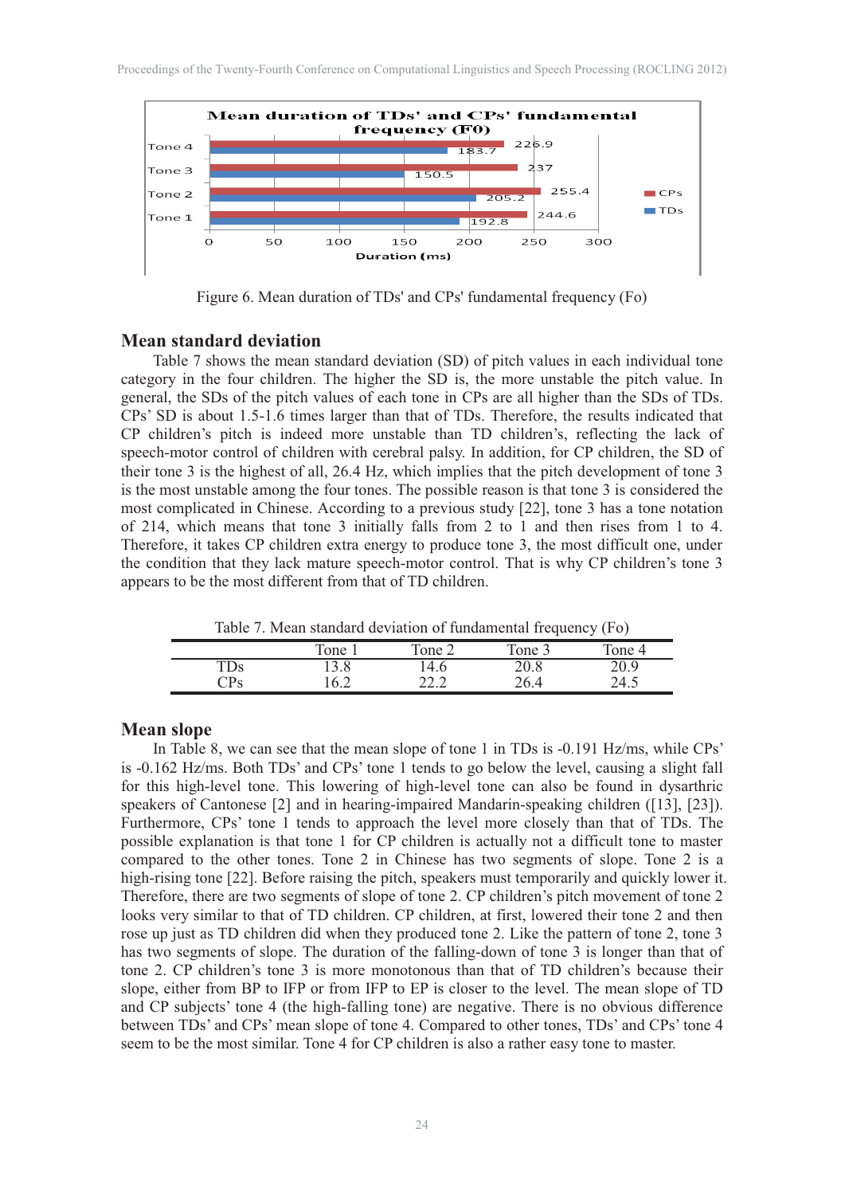Figure 6. Mean duration of TDs' and CPs' fundamental frequency (Fo)

## Mean standard deviation

Table 7 shows the mean standard deviation (SD) of pitch values in each individual tone category in the four children. The higher the SD is, the more unstable the pitch value. In general, the SDs of the pitch values of each tone in CPs are all higher than the SDs of TDs. CPs' SD is about 1.5-1.6 times larger than that of TDs. Therefore, the results indicated that CP children's pitch is indeed more unstable than TD children's, reflecting the lack of speech-motor control of children with cerebral palsy. In addition, for CP children, the SD of their tone 3 is the highest of all, 26.4 Hz, which implies that the pitch development of tone 3 is the most unstable among the four tones. The possible reason is that tone 3 is considered the most complicated in Chinese. According to a previous study [22], tone 3 has a tone notation of 214, which means that tone 3 initially falls from 2 to 1 and then rises from 1 to 4. Therefore, it takes CP children extra energy to produce tone 3, the most difficult one, under the condition that they lack mature speech-motor control. That is why CP children's tone 3 appears to be the most different from that of TD children.

Table 7. Mean standard deviation of fundamental frequency (Fo)

| | Tone 1 | Tone 2 | Tone 3 | Tone 4 |
|---|---|---|---|---|
| TDs | 13.8 | 14.6 | 20.8 | 20.9 |
| CPs | 16.2 | 22.2 | 26.4 | 24.5 |

## Mean slope

In Table 8, we can see that the mean slope of tone 1 in TDs is -0.191 Hz/ms, while CPs' is -0.162 Hz/ms. Both TDs' and CPs' tone 1 tends to go below the level, causing a slight fall for this high-level tone. This lowering of high-level tone can also be found in dysarthric speakers of Cantonese [2] and in hearing-impaired Mandarin-speaking children ([13], [23]). Furthermore, CPs' tone 1 tends to approach the level more closely than that of TDs. The possible explanation is that tone 1 for CP children is actually not a difficult tone to master compared to the other tones. Tone 2 in Chinese has two segments of slope. Tone 2 is a high-rising tone [22]. Before raising the pitch, speakers must temporarily and quickly lower it. Therefore, there are two segments of slope of tone 2. CP children's pitch movement of tone 2 looks very similar to that of TD children. CP children, at first, lowered their tone 2 and then rose up just as TD children did when they produced tone 2. Like the pattern of tone 2, tone 3 has two segments of slope. The duration of the falling-down of tone 3 is longer than that of tone 2. CP children's tone 3 is more monotonous than that of TD children's because their slope, either from BP to IFP or from IFP to EP is closer to the level. The mean slope of TD and CP subjects' tone 4 (the high-falling tone) are negative. There is no obvious difference between TDs' and CPs' mean slope of tone 4. Compared to other tones, TDs' and CPs' tone 4 seem to be the most similar. Tone 4 for CP children is also a rather easy tone to master.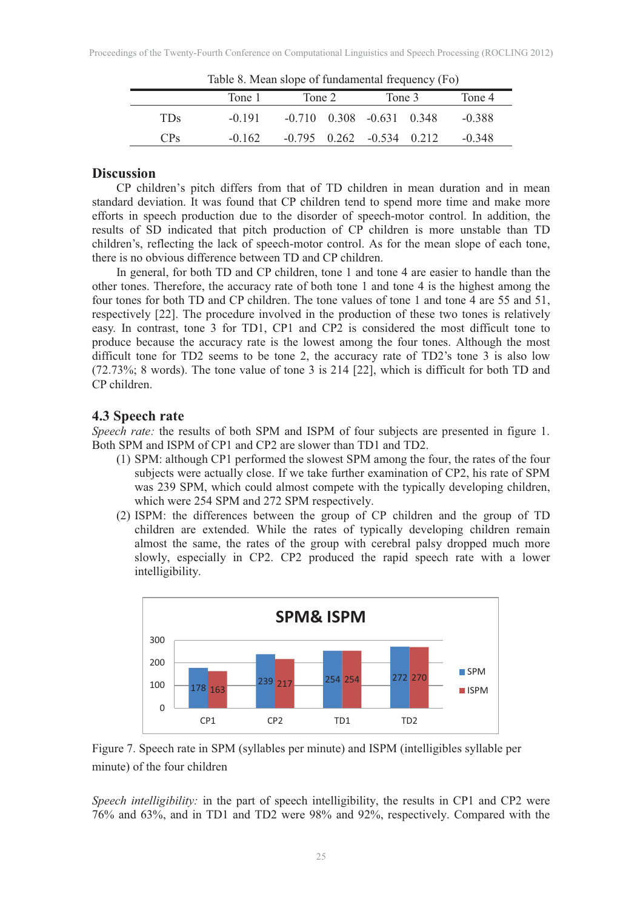Table 8. Mean slope of fundamental frequency (Fo)

| | Tone 1 | Tone 2 | | Tone 3 | | Tone 4 |
|---|---|---|---|---|---|---|
| TDs | -0.191 | -0.710 | 0.308 | -0.631 | 0.348 | -0.388 |
| CPs | -0.162 | -0.795 | 0.262 | -0.534 | 0.212 | -0.348 |

## Discussion

CP children's pitch differs from that of TD children in mean duration and in mean standard deviation. It was found that CP children tend to spend more time and make more efforts in speech production due to the disorder of speech-motor control. In addition, the results of SD indicated that pitch production of CP children is more unstable than TD children's, reflecting the lack of speech-motor control. As for the mean slope of each tone, there is no obvious difference between TD and CP children.

In general, for both TD and CP children, tone 1 and tone 4 are easier to handle than the other tones. Therefore, the accuracy rate of both tone 1 and tone 4 is the highest among the four tones for both TD and CP children. The tone values of tone 1 and tone 4 are 55 and 51, respectively [22]. The procedure involved in the production of these two tones is relatively easy. In contrast, tone 3 for TD1, CP1 and CP2 is considered the most difficult tone to produce because the accuracy rate is the lowest among the four tones. Although the most difficult tone for TD2 seems to be tone 2, the accuracy rate of TD2's tone 3 is also low (72.73%; 8 words). The tone value of tone 3 is 214 [22], which is difficult for both TD and CP children.

### 4.3 Speech rate

*Speech rate:* the results of both SPM and ISPM of four subjects are presented in figure 1. Both SPM and ISPM of CP1 and CP2 are slower than TD1 and TD2.

1. SPM: although CP1 performed the slowest SPM among the four, the rates of the four subjects were actually close. If we take further examination of CP2, his rate of SPM was 239 SPM, which could almost compete with the typically developing children, which were 254 SPM and 272 SPM respectively.
2. ISPM: the differences between the group of CP children and the group of TD children are extended. While the rates of typically developing children remain almost the same, the rates of the group with cerebral palsy dropped much more slowly, especially in CP2. CP2 produced the rapid speech rate with a lower intelligibility.

SPM& ISPM

| | SPM | ISPM |
|---|---|---|
| CP1 | 178 | 163 |
| CP2 | 239 | 217 |
| TD1 | 254 | 254 |
| TD2 | 272 | 270 |

Figure 7. Speech rate in SPM (syllables per minute) and ISPM (intelligibles syllable per minute) of the four children

*Speech intelligibility:* in the part of speech intelligibility, the results in CP1 and CP2 were 76% and 63%, and in TD1 and TD2 were 98% and 92%, respectively. Compared with the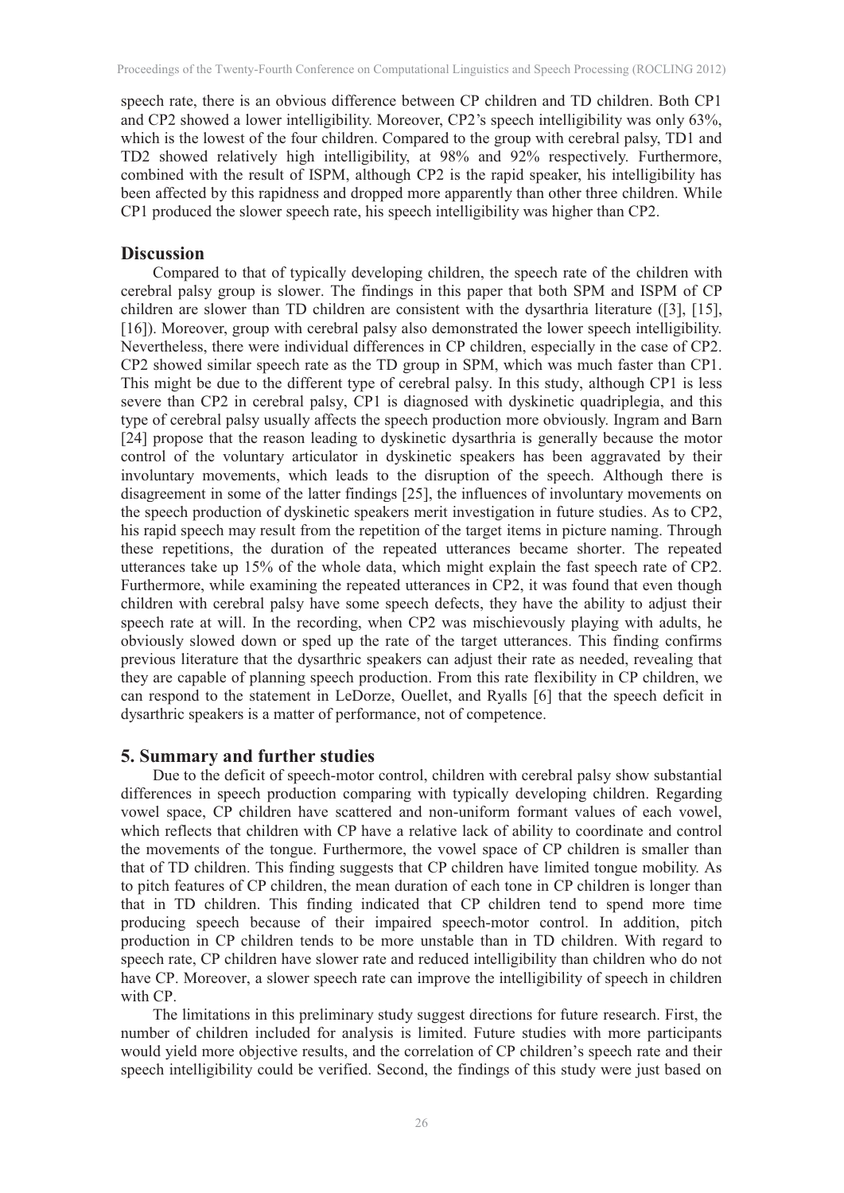speech rate, there is an obvious difference between CP children and TD children. Both CP1 and CP2 showed a lower intelligibility. Moreover, CP2's speech intelligibility was only 63%, which is the lowest of the four children. Compared to the group with cerebral palsy, TD1 and TD2 showed relatively high intelligibility, at 98% and 92% respectively. Furthermore, combined with the result of ISPM, although CP2 is the rapid speaker, his intelligibility has been affected by this rapidness and dropped more apparently than other three children. While CP1 produced the slower speech rate, his speech intelligibility was higher than CP2.

## Discussion

Compared to that of typically developing children, the speech rate of the children with cerebral palsy group is slower. The findings in this paper that both SPM and ISPM of CP children are slower than TD children are consistent with the dysarthria literature ([3], [15], [16]). Moreover, group with cerebral palsy also demonstrated the lower speech intelligibility. Nevertheless, there were individual differences in CP children, especially in the case of CP2. CP2 showed similar speech rate as the TD group in SPM, which was much faster than CP1. This might be due to the different type of cerebral palsy. In this study, although CP1 is less severe than CP2 in cerebral palsy, CP1 is diagnosed with dyskinetic quadriplegia, and this type of cerebral palsy usually affects the speech production more obviously. Ingram and Barn [24] propose that the reason leading to dyskinetic dysarthria is generally because the motor control of the voluntary articulator in dyskinetic speakers has been aggravated by their involuntary movements, which leads to the disruption of the speech. Although there is disagreement in some of the latter findings [25], the influences of involuntary movements on the speech production of dyskinetic speakers merit investigation in future studies. As to CP2, his rapid speech may result from the repetition of the target items in picture naming. Through these repetitions, the duration of the repeated utterances became shorter. The repeated utterances take up 15% of the whole data, which might explain the fast speech rate of CP2. Furthermore, while examining the repeated utterances in CP2, it was found that even though children with cerebral palsy have some speech defects, they have the ability to adjust their speech rate at will. In the recording, when CP2 was mischievously playing with adults, he obviously slowed down or sped up the rate of the target utterances. This finding confirms previous literature that the dysarthric speakers can adjust their rate as needed, revealing that they are capable of planning speech production. From this rate flexibility in CP children, we can respond to the statement in LeDorze, Ouellet, and Ryalls [6] that the speech deficit in dysarthric speakers is a matter of performance, not of competence.

## 5. Summary and further studies

Due to the deficit of speech-motor control, children with cerebral palsy show substantial differences in speech production comparing with typically developing children. Regarding vowel space, CP children have scattered and non-uniform formant values of each vowel, which reflects that children with CP have a relative lack of ability to coordinate and control the movements of the tongue. Furthermore, the vowel space of CP children is smaller than that of TD children. This finding suggests that CP children have limited tongue mobility. As to pitch features of CP children, the mean duration of each tone in CP children is longer than that in TD children. This finding indicated that CP children tend to spend more time producing speech because of their impaired speech-motor control. In addition, pitch production in CP children tends to be more unstable than in TD children. With regard to speech rate, CP children have slower rate and reduced intelligibility than children who do not have CP. Moreover, a slower speech rate can improve the intelligibility of speech in children with CP.

The limitations in this preliminary study suggest directions for future research. First, the number of children included for analysis is limited. Future studies with more participants would yield more objective results, and the correlation of CP children's speech rate and their speech intelligibility could be verified. Second, the findings of this study were just based on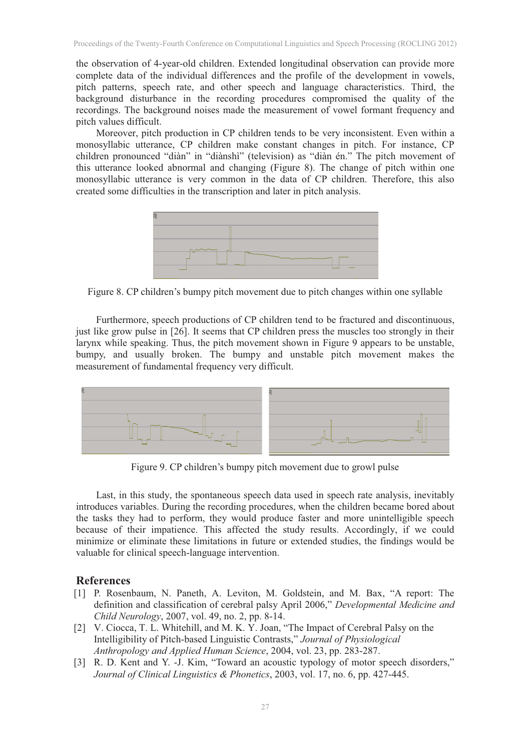the observation of 4-year-old children. Extended longitudinal observation can provide more complete data of the individual differences and the profile of the development in vowels, pitch patterns, speech rate, and other speech and language characteristics. Third, the background disturbance in the recording procedures compromised the quality of the recordings. The background noises made the measurement of vowel formant frequency and pitch values difficult.

Moreover, pitch production in CP children tends to be very inconsistent. Even within a monosyllabic utterance, CP children make constant changes in pitch. For instance, CP children pronounced "diàn" in "diànshì" (television) as "diàn én." The pitch movement of this utterance looked abnormal and changing (Figure 8). The change of pitch within one monosyllabic utterance is very common in the data of CP children. Therefore, this also created some difficulties in the transcription and later in pitch analysis.

Figure 8. CP children's bumpy pitch movement due to pitch changes within one syllable

Furthermore, speech productions of CP children tend to be fractured and discontinuous, just like grow pulse in [26]. It seems that CP children press the muscles too strongly in their larynx while speaking. Thus, the pitch movement shown in Figure 9 appears to be unstable, bumpy, and usually broken. The bumpy and unstable pitch movement makes the measurement of fundamental frequency very difficult.

Figure 9. CP children's bumpy pitch movement due to growl pulse

Last, in this study, the spontaneous speech data used in speech rate analysis, inevitably introduces variables. During the recording procedures, when the children became bored about the tasks they had to perform, they would produce faster and more unintelligible speech because of their impatience. This affected the study results. Accordingly, if we could minimize or eliminate these limitations in future or extended studies, the findings would be valuable for clinical speech-language intervention.

## References

[1] P. Rosenbaum, N. Paneth, A. Leviton, M. Goldstein, and M. Bax, "A report: The definition and classification of cerebral palsy April 2006," *Developmental Medicine and Child Neurology*, 2007, vol. 49, no. 2, pp. 8-14.

[2] V. Ciocca, T. L. Whitehill, and M. K. Y. Joan, "The Impact of Cerebral Palsy on the Intelligibility of Pitch-based Linguistic Contrasts," *Journal of Physiological Anthropology and Applied Human Science*, 2004, vol. 23, pp. 283-287.

[3] R. D. Kent and Y. -J. Kim, "Toward an acoustic typology of motor speech disorders," *Journal of Clinical Linguistics & Phonetics*, 2003, vol. 17, no. 6, pp. 427-445.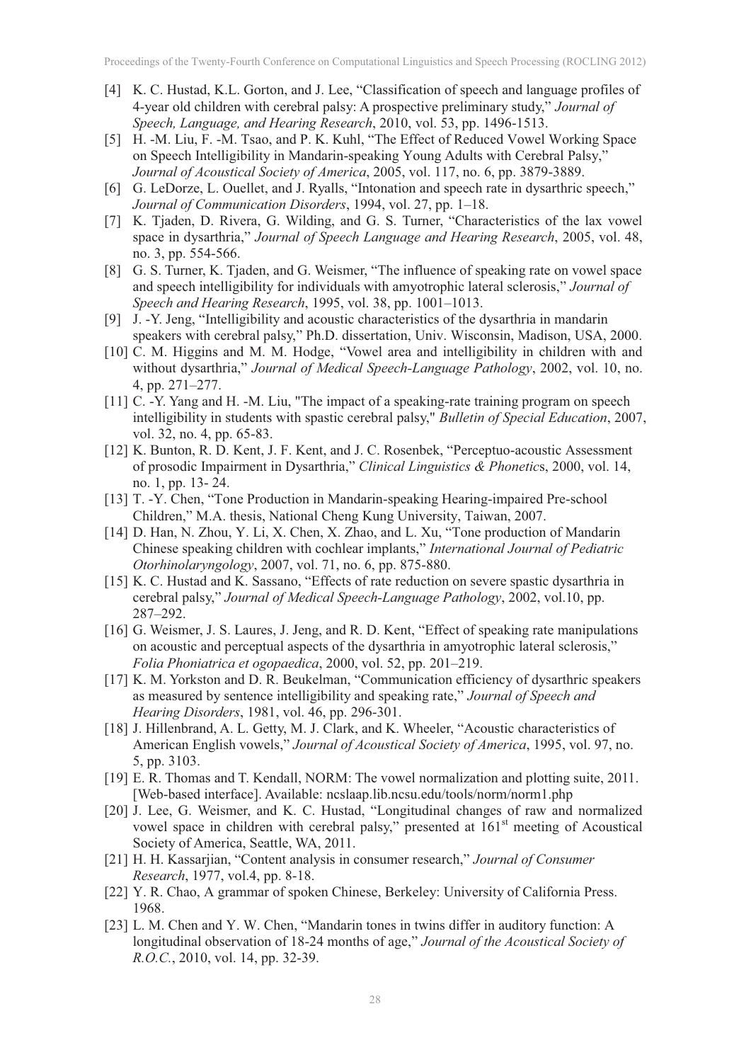[4] K. C. Hustad, K.L. Gorton, and J. Lee, "Classification of speech and language profiles of 4-year old children with cerebral palsy: A prospective preliminary study," *Journal of Speech, Language, and Hearing Research*, 2010, vol. 53, pp. 1496-1513.

[5] H. -M. Liu, F. -M. Tsao, and P. K. Kuhl, "The Effect of Reduced Vowel Working Space on Speech Intelligibility in Mandarin-speaking Young Adults with Cerebral Palsy," *Journal of Acoustical Society of America*, 2005, vol. 117, no. 6, pp. 3879-3889.

[6] G. LeDorze, L. Ouellet, and J. Ryalls, "Intonation and speech rate in dysarthric speech," *Journal of Communication Disorders*, 1994, vol. 27, pp. 1–18.

[7] K. Tjaden, D. Rivera, G. Wilding, and G. S. Turner, "Characteristics of the lax vowel space in dysarthria," *Journal of Speech Language and Hearing Research*, 2005, vol. 48, no. 3, pp. 554-566.

[8] G. S. Turner, K. Tjaden, and G. Weismer, "The influence of speaking rate on vowel space and speech intelligibility for individuals with amyotrophic lateral sclerosis," *Journal of Speech and Hearing Research*, 1995, vol. 38, pp. 1001–1013.

[9] J. -Y. Jeng, "Intelligibility and acoustic characteristics of the dysarthria in mandarin speakers with cerebral palsy," Ph.D. dissertation, Univ. Wisconsin, Madison, USA, 2000.

[10] C. M. Higgins and M. M. Hodge, "Vowel area and intelligibility in children with and without dysarthria," *Journal of Medical Speech-Language Pathology*, 2002, vol. 10, no. 4, pp. 271–277.

[11] C. -Y. Yang and H. -M. Liu, "The impact of a speaking-rate training program on speech intelligibility in students with spastic cerebral palsy," *Bulletin of Special Education*, 2007, vol. 32, no. 4, pp. 65-83.

[12] K. Bunton, R. D. Kent, J. F. Kent, and J. C. Rosenbek, "Perceptuo-acoustic Assessment of prosodic Impairment in Dysarthria," *Clinical Linguistics & Phonetic*s, 2000, vol. 14, no. 1, pp. 13- 24.

[13] T. -Y. Chen, "Tone Production in Mandarin-speaking Hearing-impaired Pre-school Children," M.A. thesis, National Cheng Kung University, Taiwan, 2007.

[14] D. Han, N. Zhou, Y. Li, X. Chen, X. Zhao, and L. Xu, "Tone production of Mandarin Chinese speaking children with cochlear implants," *International Journal of Pediatric Otorhinolaryngology*, 2007, vol. 71, no. 6, pp. 875-880.

[15] K. C. Hustad and K. Sassano, "Effects of rate reduction on severe spastic dysarthria in cerebral palsy," *Journal of Medical Speech-Language Pathology*, 2002, vol.10, pp. 287–292.

[16] G. Weismer, J. S. Laures, J. Jeng, and R. D. Kent, "Effect of speaking rate manipulations on acoustic and perceptual aspects of the dysarthria in amyotrophic lateral sclerosis," *Folia Phoniatrica et ogopaedica*, 2000, vol. 52, pp. 201–219.

[17] K. M. Yorkston and D. R. Beukelman, "Communication efficiency of dysarthric speakers as measured by sentence intelligibility and speaking rate," *Journal of Speech and Hearing Disorders*, 1981, vol. 46, pp. 296-301.

[18] J. Hillenbrand, A. L. Getty, M. J. Clark, and K. Wheeler, "Acoustic characteristics of American English vowels," *Journal of Acoustical Society of America*, 1995, vol. 97, no. 5, pp. 3103.

[19] E. R. Thomas and T. Kendall, NORM: The vowel normalization and plotting suite, 2011. [Web-based interface]. Available: ncslaap.lib.ncsu.edu/tools/norm/norm1.php

[20] J. Lee, G. Weismer, and K. C. Hustad, "Longitudinal changes of raw and normalized vowel space in children with cerebral palsy," presented at 161st meeting of Acoustical Society of America, Seattle, WA, 2011.

[21] H. H. Kassarjian, "Content analysis in consumer research," *Journal of Consumer Research*, 1977, vol.4, pp. 8-18.

[22] Y. R. Chao, A grammar of spoken Chinese, Berkeley: University of California Press. 1968.

[23] L. M. Chen and Y. W. Chen, "Mandarin tones in twins differ in auditory function: A longitudinal observation of 18-24 months of age," *Journal of the Acoustical Society of R.O.C.*, 2010, vol. 14, pp. 32-39.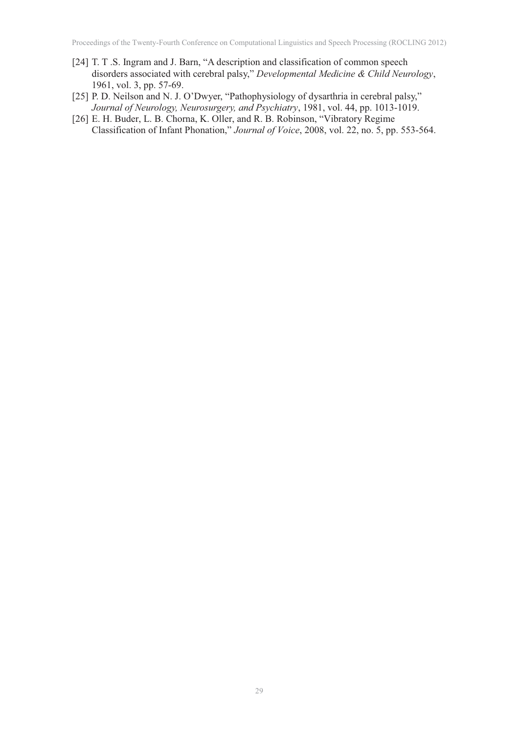[24] T. T .S. Ingram and J. Barn, "A description and classification of common speech disorders associated with cerebral palsy," *Developmental Medicine & Child Neurology*, 1961, vol. 3, pp. 57-69.

[25] P. D. Neilson and N. J. O'Dwyer, "Pathophysiology of dysarthria in cerebral palsy," *Journal of Neurology, Neurosurgery, and Psychiatry*, 1981, vol. 44, pp. 1013-1019.

[26] E. H. Buder, L. B. Chorna, K. Oller, and R. B. Robinson, "Vibratory Regime Classification of Infant Phonation," *Journal of Voice*, 2008, vol. 22, no. 5, pp. 553-564.